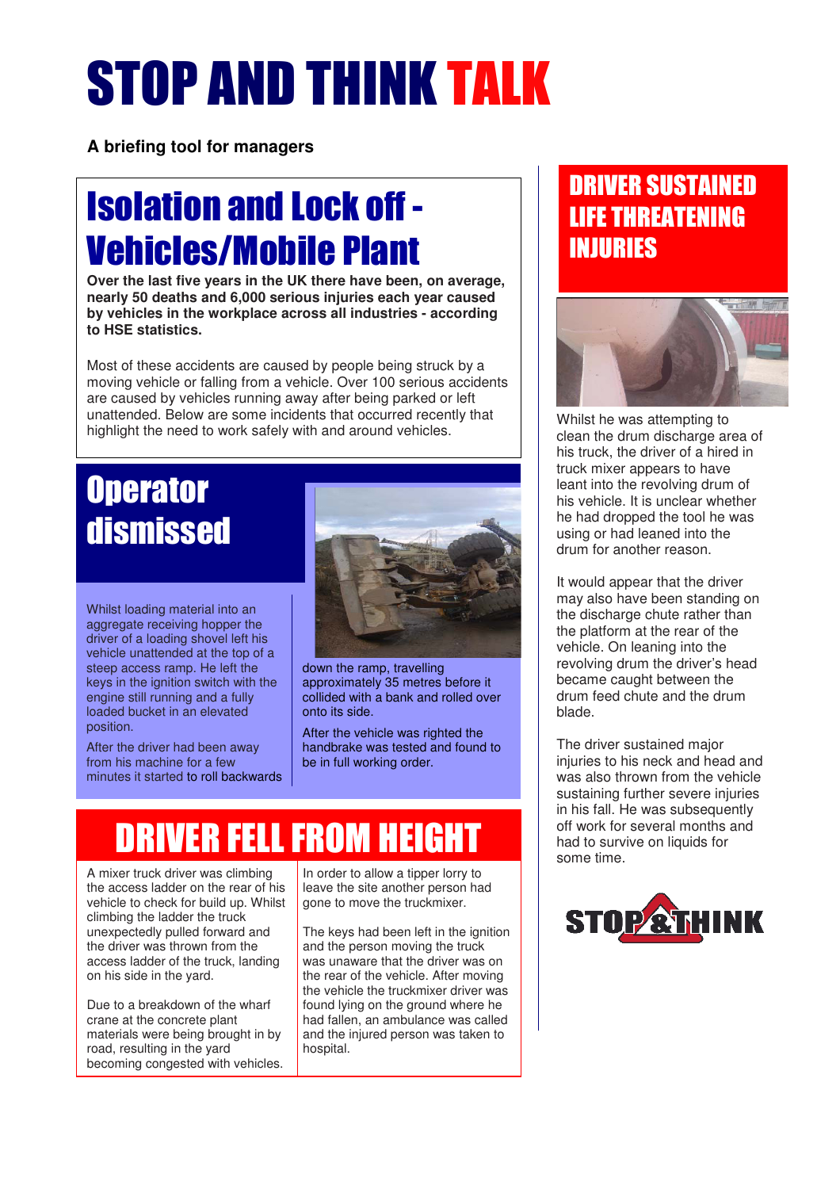# STOP AND THINK TALK

**A briefing tool for managers**

## Isolation and Lock off - Vehicles/Mobile Plant

**Over the last five years in the UK there have been, on average, nearly 50 deaths and 6,000 serious injuries each year caused by vehicles in the workplace across all industries - according to HSE statistics.**

Most of these accidents are caused by people being struck by a moving vehicle or falling from a vehicle. Over 100 serious accidents are caused by vehicles running away after being parked or left unattended. Below are some incidents that occurred recently that highlight the need to work safely with and around vehicles.

## Operator dismissed

Whilst loading material into an aggregate receiving hopper the driver of a loading shovel left his vehicle unattended at the top of a steep access ramp. He left the keys in the ignition switch with the engine still running and a fully loaded bucket in an elevated position.

After the driver had been away from his machine for a few minutes it started to roll backwards down the ramp, travelling approximately 35 metres before it collided with a bank and rolled over onto its side.

After the vehicle was righted the handbrake was tested and found to be in full working order.

## DRIVER FELL FROM HEIGHT

A mixer truck driver was climbing the access ladder on the rear of his vehicle to check for build up. Whilst climbing the ladder the truck unexpectedly pulled forward and the driver was thrown from the access ladder of the truck, landing on his side in the yard.

Due to a breakdown of the wharf crane at the concrete plant materials were being brought in by road, resulting in the yard becoming congested with vehicles.

In order to allow a tipper lorry to leave the site another person had gone to move the truckmixer.

The keys had been left in the ignition and the person moving the truck was unaware that the driver was on the rear of the vehicle. After moving the vehicle the truckmixer driver was found lying on the ground where he had fallen, an ambulance was called and the injured person was taken to hospital.

## DRIVER SUSTAINED LIFE THREATENING INJURIES

Whilst he was attempting to clean the drum discharge area of his truck, the driver of a hired in truck mixer appears to have leant into the revolving drum of his vehicle. It is unclear whether he had dropped the tool he was using or had leaned into the drum for another reason.

It would appear that the driver may also have been standing on the discharge chute rather than the platform at the rear of the vehicle. On leaning into the revolving drum the driver's head became caught between the drum feed chute and the drum blade.

The driver sustained major injuries to his neck and head and was also thrown from the vehicle sustaining further severe injuries in his fall. He was subsequently off work for several months and had to survive on liquids for some time.

STOP & THINK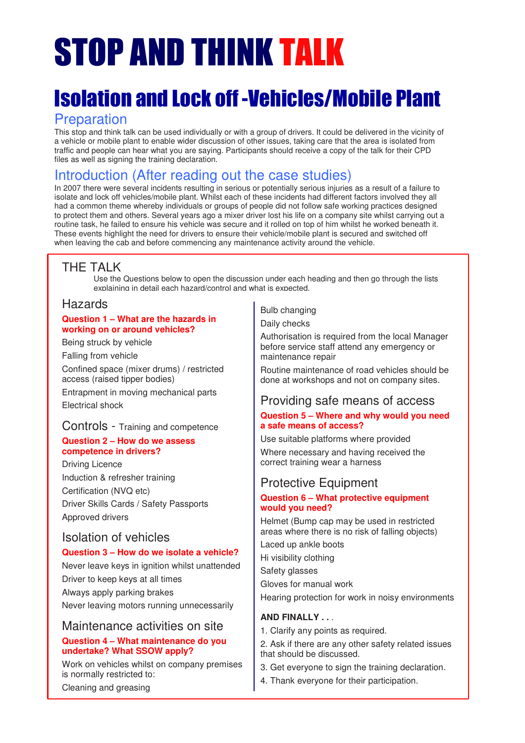# STOP AND THINK TALK

# Isolation and Lock off -Vehicles/Mobile Plant

## Preparation

This stop and think talk can be used individually or with a group of drivers. It could be delivered in the vicinity of a vehicle or mobile plant to enable wider discussion of other issues, taking care that the area is isolated from traffic and people can hear what you are saying. Participants should receive a copy of the talk for their CPD files as well as signing the training declaration.

## Introduction (After reading out the case studies)

In 2007 there were several incidents resulting in serious or potentially serious injuries as a result of a failure to isolate and lock off vehicles/mobile plant. Whilst each of these incidents had different factors involved they all had a common theme whereby individuals or groups of people did not follow safe working practices designed to protect them and others. Several years ago a mixer driver lost his life on a company site whilst carrying out a routine task, he failed to ensure his vehicle was secure and it rolled on top of him whilst he worked beneath it. These events highlight the need for drivers to ensure their vehicle/mobile plant is secured and switched off when leaving the cab and before commencing any maintenance activity around the vehicle.

## THE TALK

Use the Questions below to open the discussion under each heading and then go through the lists explaining in detail each hazard/control and what is expected.

### Hazards

**Question 1 – What are the hazards in working on or around vehicles?**

Being struck by vehicle

Falling from vehicle

Confined space (mixer drums) / restricted access (raised tipper bodies)

Entrapment in moving mechanical parts

Electrical shock

### Controls - Training and competence

**Question 2 – How do we assess competence in drivers?**

Driving Licence

Induction & refresher training

Certification (NVQ etc)

Driver Skills Cards / Safety Passports

Approved drivers

### Isolation of vehicles

**Question 3 – How do we isolate a vehicle?**

Never leave keys in ignition whilst unattended

Driver to keep keys at all times

Always apply parking brakes

Never leaving motors running unnecessarily

### Maintenance activities on site

**Question 4 – What maintenance do you undertake? What SSOW apply?**

Work on vehicles whilst on company premises is normally restricted to:

Cleaning and greasing

Bulb changing

Daily checks

Authorisation is required from the local Manager before service staff attend any emergency or maintenance repair

Routine maintenance of road vehicles should be done at workshops and not on company sites.

### Providing safe means of access

**Question 5 – Where and why would you need a safe means of access?**

Use suitable platforms where provided

Where necessary and having received the correct training wear a harness

### Protective Equipment

**Question 6 – What protective equipment would you need?**

Helmet (Bump cap may be used in restricted areas where there is no risk of falling objects)

Laced up ankle boots

Hi visibility clothing

Safety glasses

Gloves for manual work

Hearing protection for work in noisy environments

**AND FINALLY . . .**

1. Clarify any points as required.
2. Ask if there are any other safety related issues that should be discussed.
3. Get everyone to sign the training declaration.
4. Thank everyone for their participation.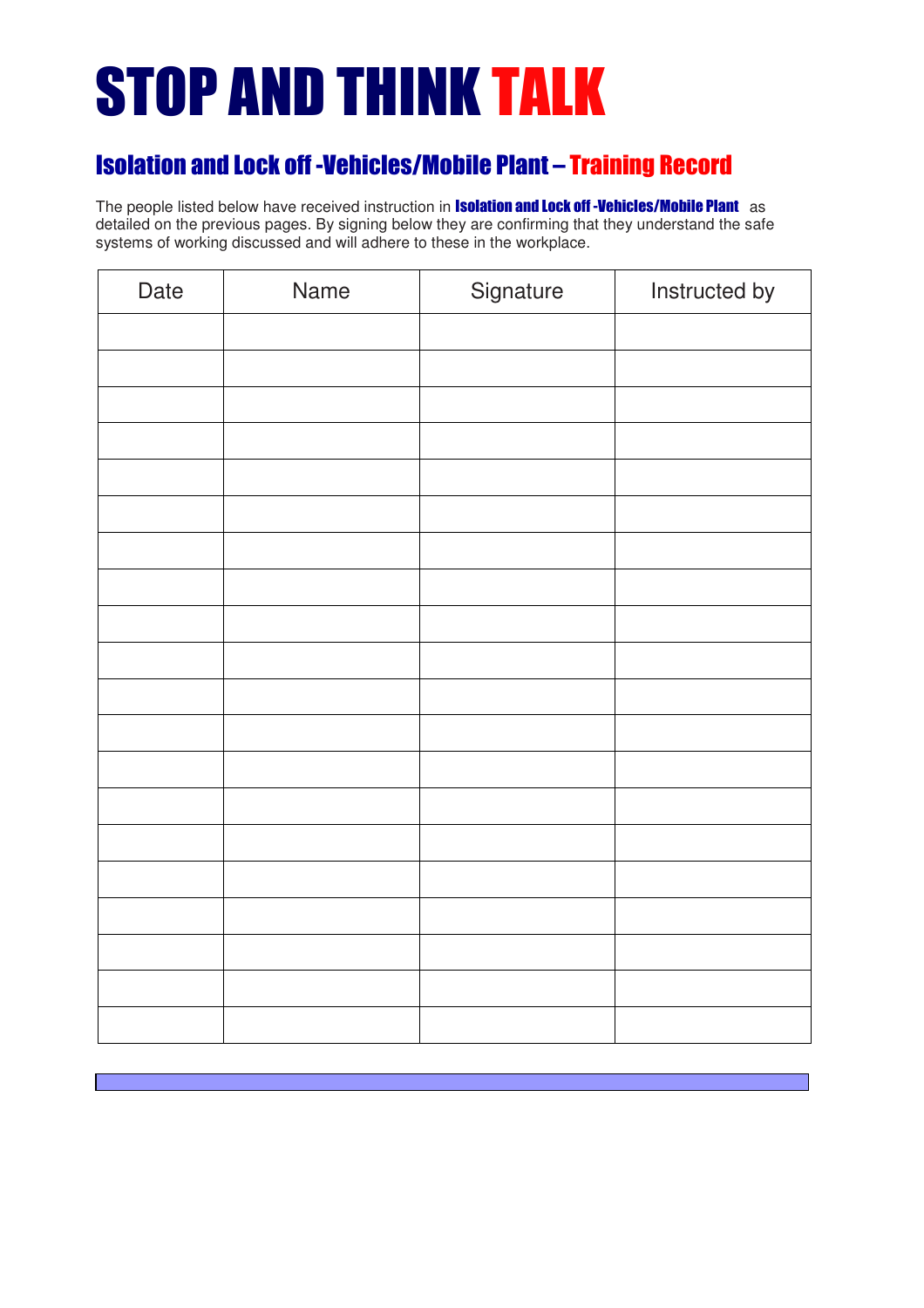# STOP AND THINK TALK

## Isolation and Lock off -Vehicles/Mobile Plant – Training Record

The people listed below have received instruction in **Isolation and Lock off -Vehicles/Mobile Plant** as detailed on the previous pages. By signing below they are confirming that they understand the safe systems of working discussed and will adhere to these in the workplace.

| Date | Name | Signature | Instructed by |
|---|---|---|---|
| | | | |
| | | | |
| | | | |
| | | | |
| | | | |
| | | | |
| | | | |
| | | | |
| | | | |
| | | | |
| | | | |
| | | | |
| | | | |
| | | | |
| | | | |
| | | | |
| | | | |
| | | | |
| | | | |
| | | | |